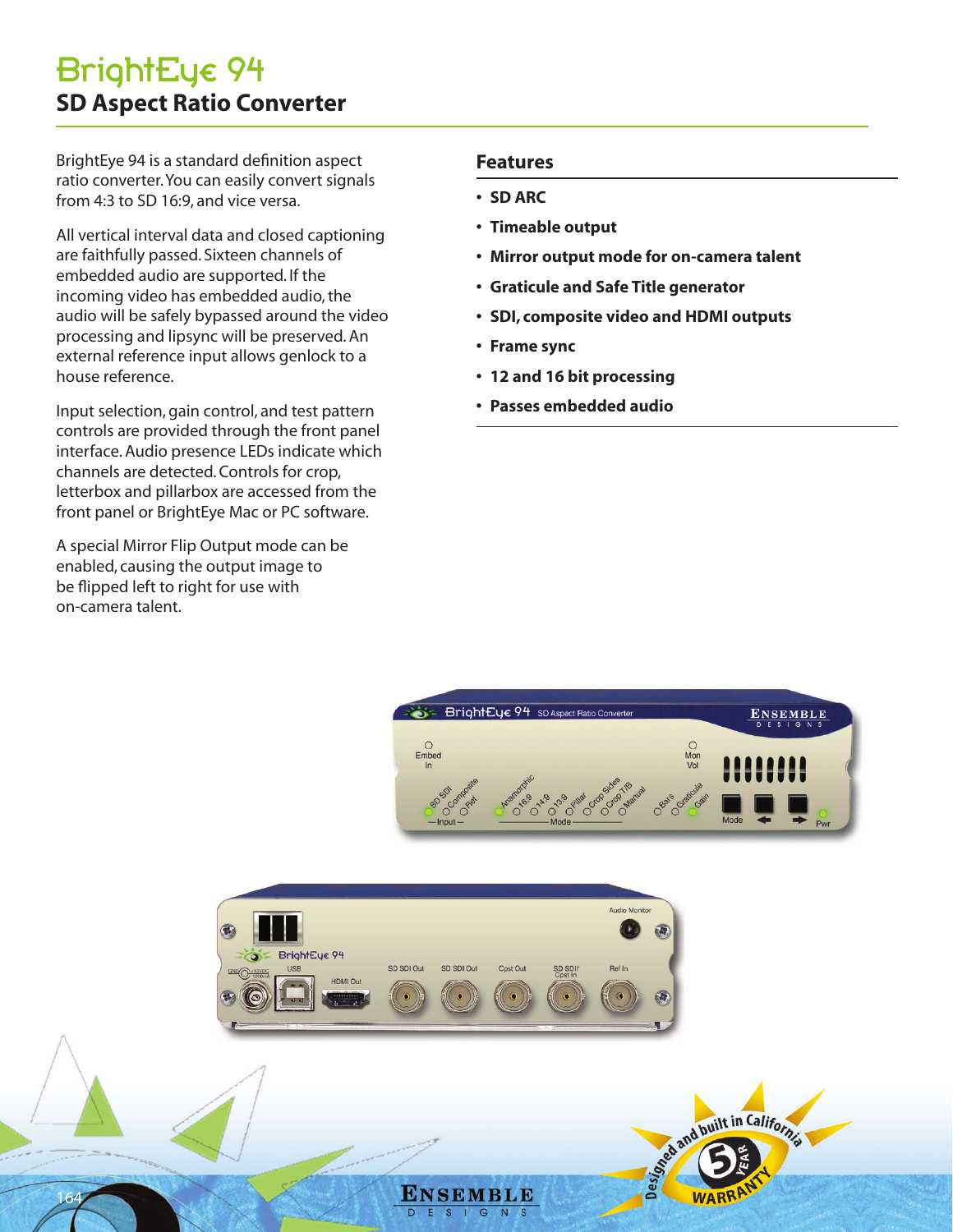# BrightEye 94

## SD Aspect Ratio Converter

BrightEye 94 is a standard definition aspect ratio converter. You can easily convert signals from 4:3 to SD 16:9, and vice versa.

All vertical interval data and closed captioning are faithfully passed. Sixteen channels of embedded audio are supported. If the incoming video has embedded audio, the audio will be safely bypassed around the video processing and lipsync will be preserved. An external reference input allows genlock to a house reference.

Input selection, gain control, and test pattern controls are provided through the front panel interface. Audio presence LEDs indicate which channels are detected. Controls for crop, letterbox and pillarbox are accessed from the front panel or BrightEye Mac or PC software.

A special Mirror Flip Output mode can be enabled, causing the output image to be flipped left to right for use with on-camera talent.

### Features

- **SD ARC**
- **Timeable output**
- **Mirror output mode for on-camera talent**
- **Graticule and Safe Title generator**
- **SDI, composite video and HDMI outputs**
- **Frame sync**
- **12 and 16 bit processing**
- **Passes embedded audio**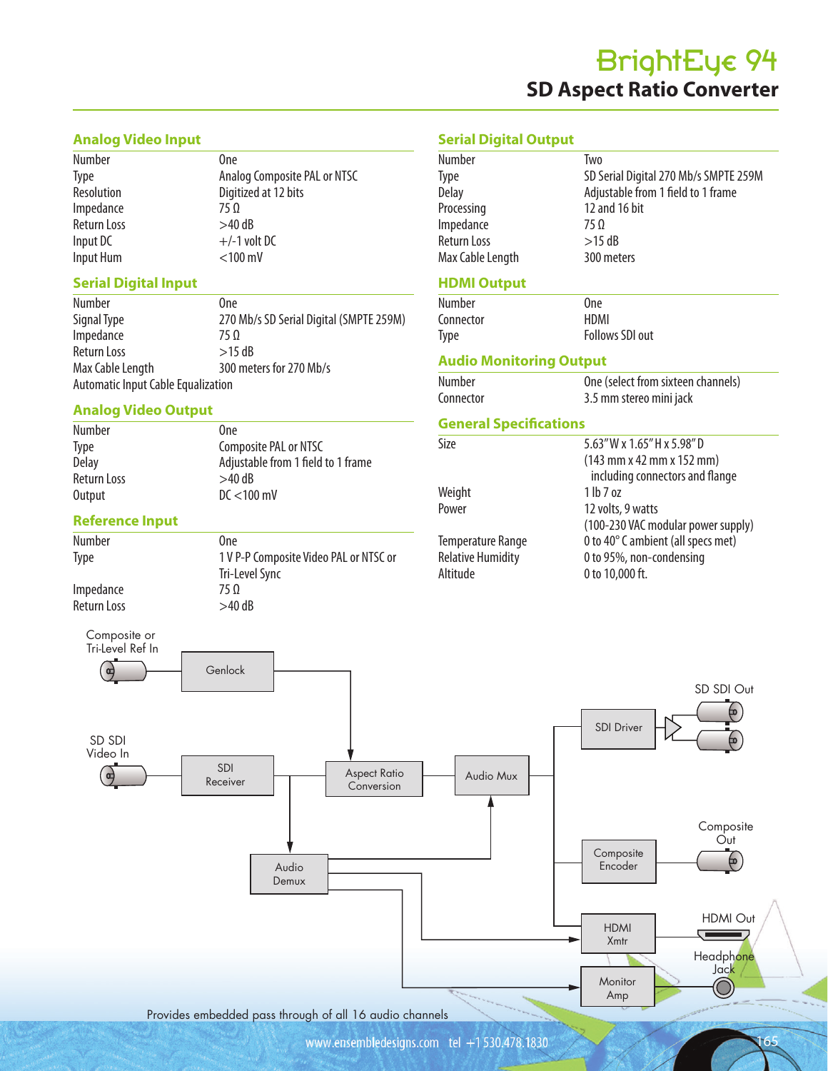# BrightEye 94

## SD Aspect Ratio Converter

### Analog Video Input

| | |
|---|---|
| Number | One |
| Type | Analog Composite PAL or NTSC |
| Resolution | Digitized at 12 bits |
| Impedance | 75 Ω |
| Return Loss | >40 dB |
| Input DC | +/-1 volt DC |
| Input Hum | <100 mV |

### Serial Digital Input

| | |
|---|---|
| Number | One |
| Signal Type | 270 Mb/s SD Serial Digital (SMPTE 259M) |
| Impedance | 75 Ω |
| Return Loss | >15 dB |
| Max Cable Length | 300 meters for 270 Mb/s |

Automatic Input Cable Equalization

### Analog Video Output

| | |
|---|---|
| Number | One |
| Type | Composite PAL or NTSC |
| Delay | Adjustable from 1 field to 1 frame |
| Return Loss | >40 dB |
| Output | DC <100 mV |

### Reference Input

| | |
|---|---|
| Number | One |
| Type | 1 V P-P Composite Video PAL or NTSC or Tri-Level Sync |
| Impedance | 75 Ω |
| Return Loss | >40 dB |

### Serial Digital Output

| | |
|---|---|
| Number | Two |
| Type | SD Serial Digital 270 Mb/s SMPTE 259M |
| Delay | Adjustable from 1 field to 1 frame |
| Processing | 12 and 16 bit |
| Impedance | 75 Ω |
| Return Loss | >15 dB |
| Max Cable Length | 300 meters |

### HDMI Output

| | |
|---|---|
| Number | One |
| Connector | HDMI |
| Type | Follows SDI out |

### Audio Monitoring Output

| | |
|---|---|
| Number | One (select from sixteen channels) |
| Connector | 3.5 mm stereo mini jack |

### General Specifications

| | |
|---|---|
| Size | 5.63" W x 1.65" H x 5.98" D (143 mm x 42 mm x 152 mm) including connectors and flange |
| Weight | 1 lb 7 oz |
| Power | 12 volts, 9 watts (100-230 VAC modular power supply) |
| Temperature Range | 0 to 40° C ambient (all specs met) |
| Relative Humidity | 0 to 95%, non-condensing |
| Altitude | 0 to 10,000 ft. |

Composite or Tri-Level Ref In
Genlock
SD SDI Video In
SDI Receiver
Aspect Ratio Conversion
Audio Mux
Audio Demux
SDI Driver
SD SDI Out
Composite Encoder
Composite Out
HDMI Xmtr
HDMI Out
Monitor Amp
Headphone Jack

Provides embedded pass through of all 16 audio channels

www.ensembledesigns.com tel +1 530.478.1830